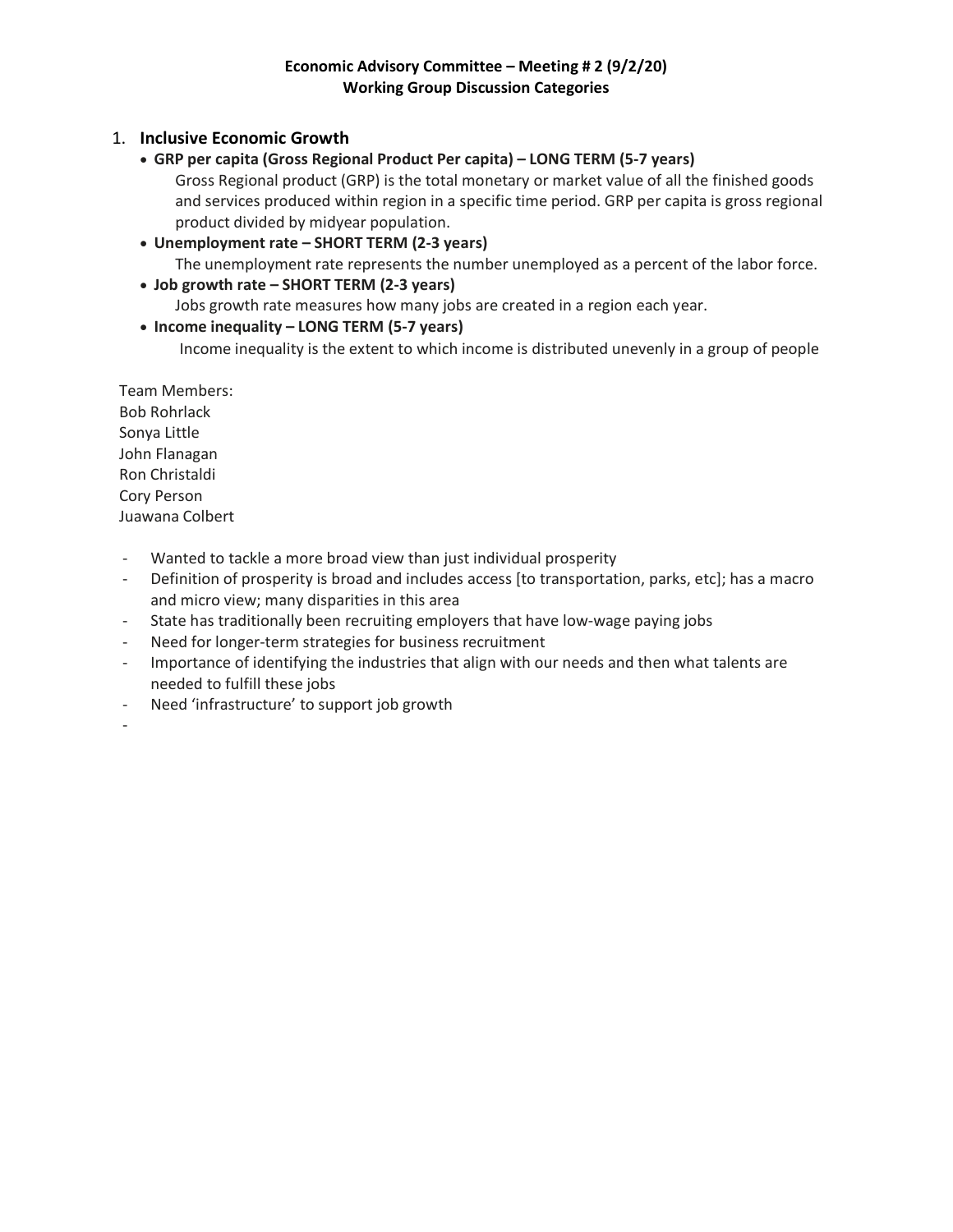**Economic Advisory Committee – Meeting # 2 (9/2/20)**
**Working Group Discussion Categories**

1. **Inclusive Economic Growth**
   - **GRP per capita (Gross Regional Product Per capita) – LONG TERM (5-7 years)**
     Gross Regional product (GRP) is the total monetary or market value of all the finished goods and services produced within region in a specific time period. GRP per capita is gross regional product divided by midyear population.
   - **Unemployment rate – SHORT TERM (2-3 years)**
     The unemployment rate represents the number unemployed as a percent of the labor force.
   - **Job growth rate – SHORT TERM (2-3 years)**
     Jobs growth rate measures how many jobs are created in a region each year.
   - **Income inequality – LONG TERM (5-7 years)**
     Income inequality is the extent to which income is distributed unevenly in a group of people

Team Members:
Bob Rohrlack
Sonya Little
John Flanagan
Ron Christaldi
Cory Person
Juawana Colbert

- Wanted to tackle a more broad view than just individual prosperity
- Definition of prosperity is broad and includes access [to transportation, parks, etc]; has a macro and micro view; many disparities in this area
- State has traditionally been recruiting employers that have low-wage paying jobs
- Need for longer-term strategies for business recruitment
- Importance of identifying the industries that align with our needs and then what talents are needed to fulfill these jobs
- Need 'infrastructure' to support job growth
-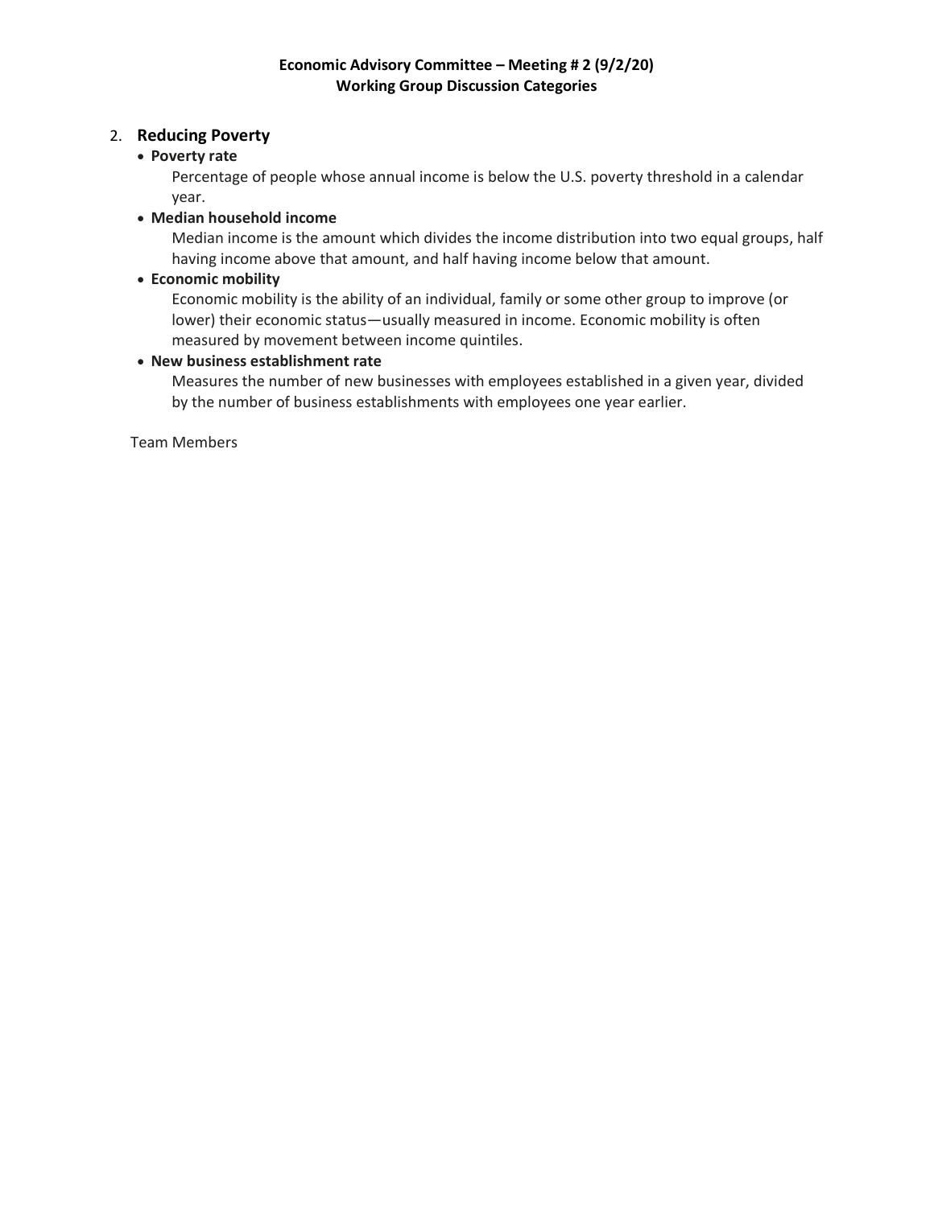**Economic Advisory Committee – Meeting # 2 (9/2/20)**
**Working Group Discussion Categories**

2. **Reducing Poverty**
   - **Poverty rate**
     Percentage of people whose annual income is below the U.S. poverty threshold in a calendar year.
   - **Median household income**
     Median income is the amount which divides the income distribution into two equal groups, half having income above that amount, and half having income below that amount.
   - **Economic mobility**
     Economic mobility is the ability of an individual, family or some other group to improve (or lower) their economic status—usually measured in income. Economic mobility is often measured by movement between income quintiles.
   - **New business establishment rate**
     Measures the number of new businesses with employees established in a given year, divided by the number of business establishments with employees one year earlier.

Team Members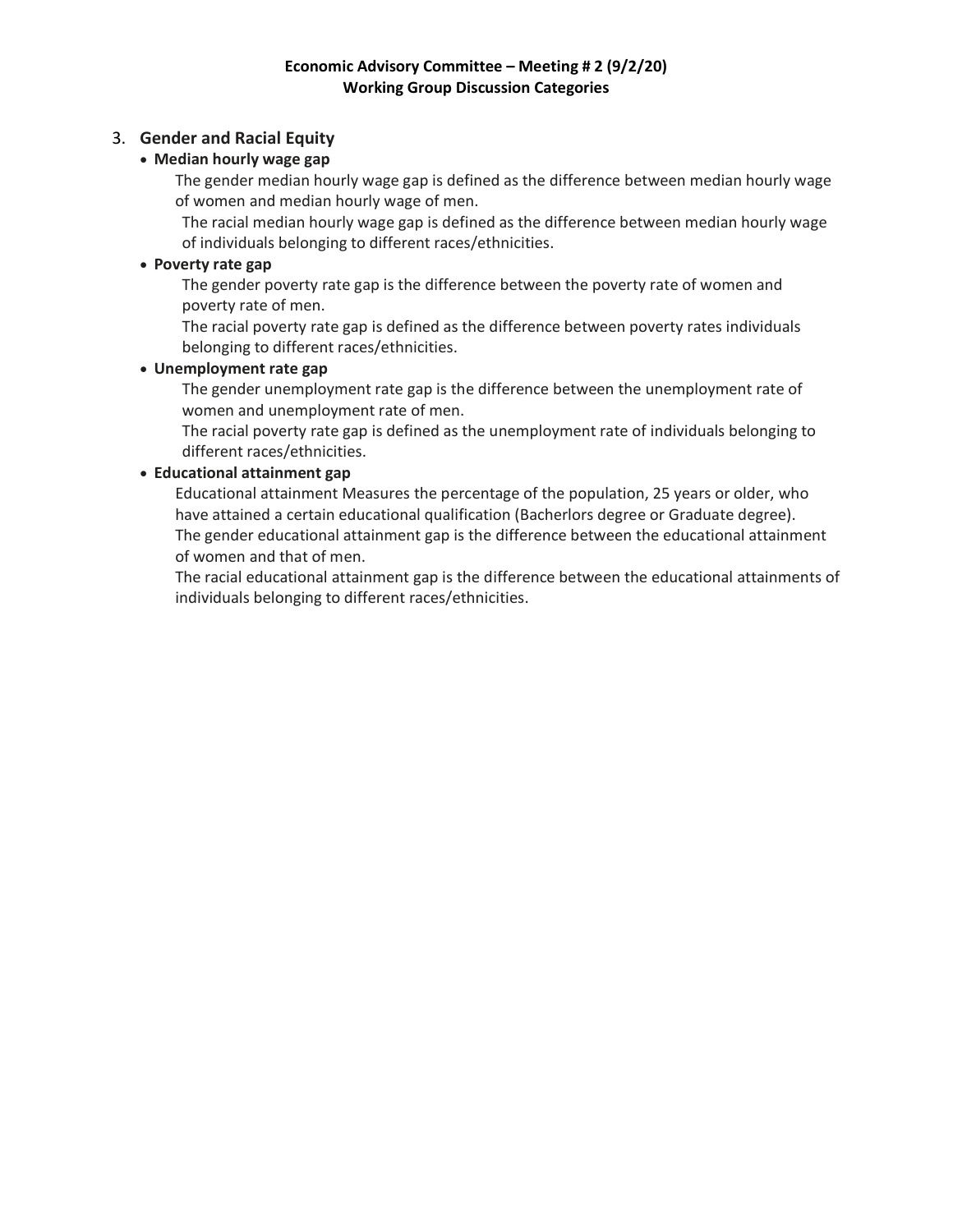**Economic Advisory Committee – Meeting # 2 (9/2/20)**
**Working Group Discussion Categories**

3. **Gender and Racial Equity**
   - **Median hourly wage gap**

     The gender median hourly wage gap is defined as the difference between median hourly wage of women and median hourly wage of men.

     The racial median hourly wage gap is defined as the difference between median hourly wage of individuals belonging to different races/ethnicities.
   - **Poverty rate gap**

     The gender poverty rate gap is the difference between the poverty rate of women and poverty rate of men.

     The racial poverty rate gap is defined as the difference between poverty rates individuals belonging to different races/ethnicities.
   - **Unemployment rate gap**

     The gender unemployment rate gap is the difference between the unemployment rate of women and unemployment rate of men.

     The racial poverty rate gap is defined as the unemployment rate of individuals belonging to different races/ethnicities.
   - **Educational attainment gap**

     Educational attainment Measures the percentage of the population, 25 years or older, who have attained a certain educational qualification (Bacherlors degree or Graduate degree).

     The gender educational attainment gap is the difference between the educational attainment of women and that of men.

     The racial educational attainment gap is the difference between the educational attainments of individuals belonging to different races/ethnicities.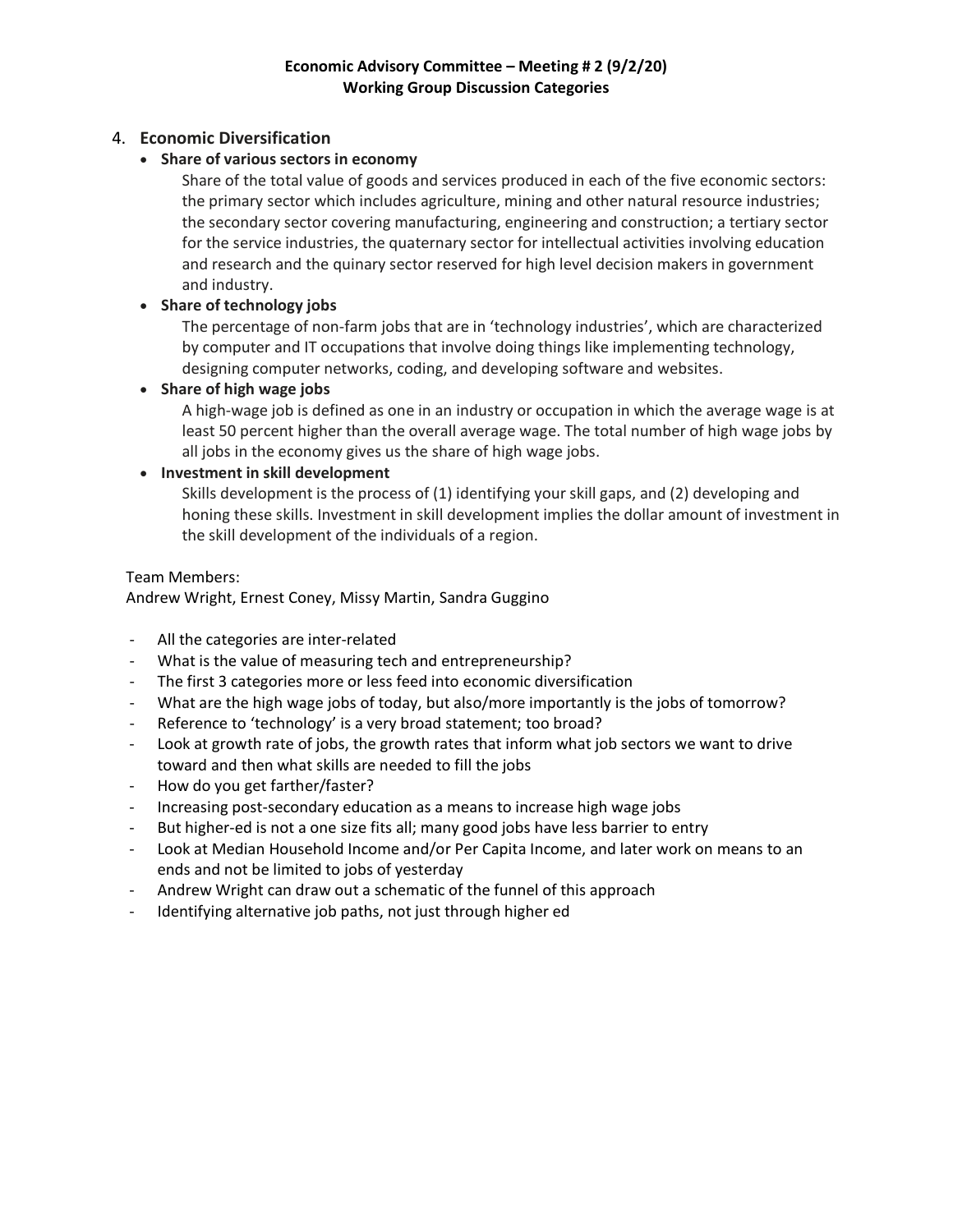**Economic Advisory Committee – Meeting # 2 (9/2/20)**
**Working Group Discussion Categories**

4. **Economic Diversification**
   - **Share of various sectors in economy**
     Share of the total value of goods and services produced in each of the five economic sectors: the primary sector which includes agriculture, mining and other natural resource industries; the secondary sector covering manufacturing, engineering and construction; a tertiary sector for the service industries, the quaternary sector for intellectual activities involving education and research and the quinary sector reserved for high level decision makers in government and industry.
   - **Share of technology jobs**
     The percentage of non-farm jobs that are in 'technology industries', which are characterized by computer and IT occupations that involve doing things like implementing technology, designing computer networks, coding, and developing software and websites.
   - **Share of high wage jobs**
     A high-wage job is defined as one in an industry or occupation in which the average wage is at least 50 percent higher than the overall average wage. The total number of high wage jobs by all jobs in the economy gives us the share of high wage jobs.
   - **Investment in skill development**
     Skills development is the process of (1) identifying your skill gaps, and (2) developing and honing these skills. Investment in skill development implies the dollar amount of investment in the skill development of the individuals of a region.

Team Members:
Andrew Wright, Ernest Coney, Missy Martin, Sandra Guggino

- All the categories are inter-related
- What is the value of measuring tech and entrepreneurship?
- The first 3 categories more or less feed into economic diversification
- What are the high wage jobs of today, but also/more importantly is the jobs of tomorrow?
- Reference to 'technology' is a very broad statement; too broad?
- Look at growth rate of jobs, the growth rates that inform what job sectors we want to drive toward and then what skills are needed to fill the jobs
- How do you get farther/faster?
- Increasing post-secondary education as a means to increase high wage jobs
- But higher-ed is not a one size fits all; many good jobs have less barrier to entry
- Look at Median Household Income and/or Per Capita Income, and later work on means to an ends and not be limited to jobs of yesterday
- Andrew Wright can draw out a schematic of the funnel of this approach
- Identifying alternative job paths, not just through higher ed